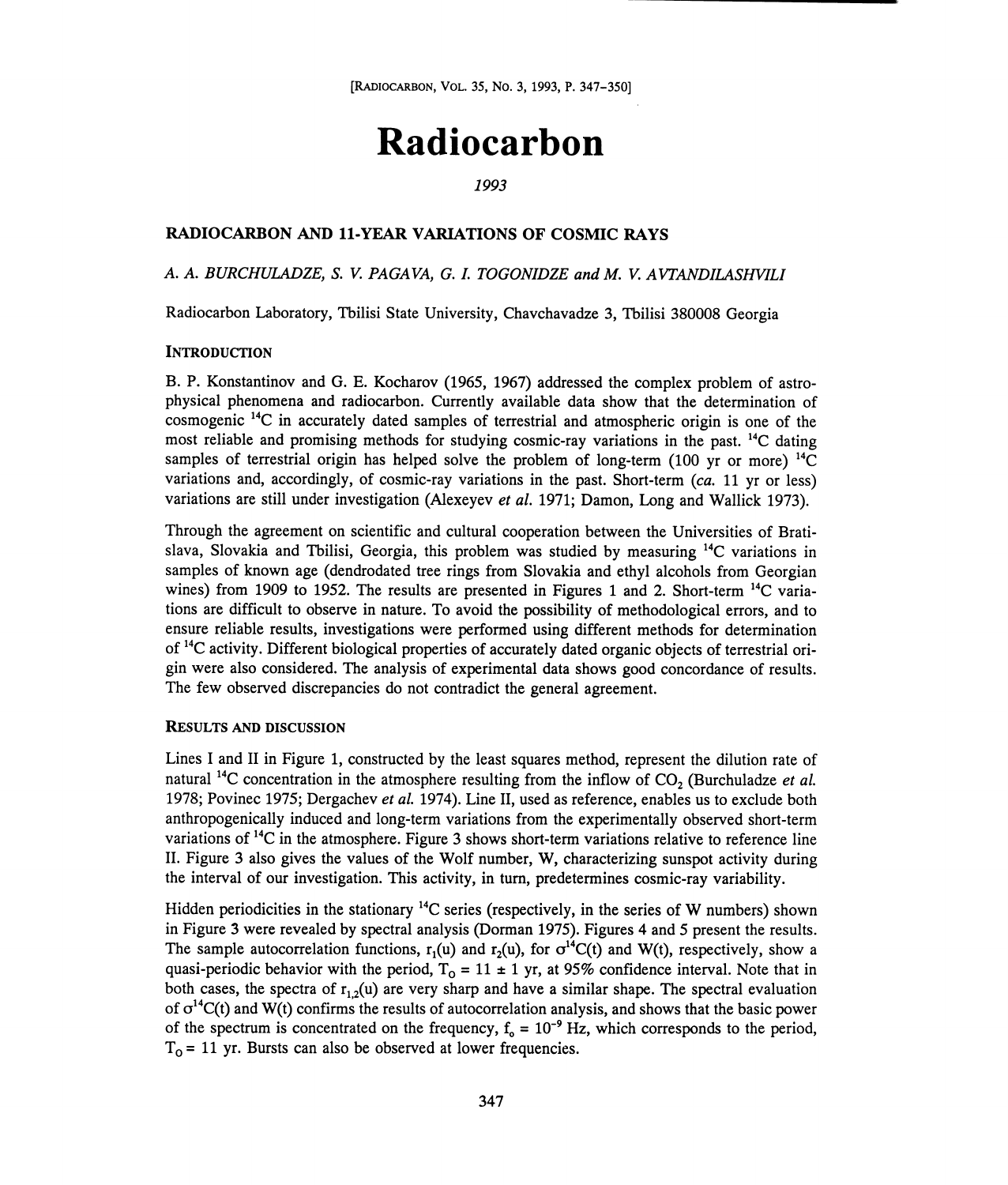# Radiocarbon

*1993*

## RADIOCARBON AND 11-YEAR VARIATIONS OF COSMIC RAYS

*A. A. BURCHULADZE, S. V. PAGAVA, G. I. TOGONIDZE and M. V. AVTANDILASHVILI*

Radiocarbon Laboratory, Tbilisi State University, Chavchavadze 3, Tbilisi 380008 Georgia

### INTRODUCTION

B. P. Konstantinov and G. E. Kocharov (1965, 1967) addressed the complex problem of astrophysical phenomena and radiocarbon. Currently available data show that the determination of cosmogenic $^{14}C$ in accurately dated samples of terrestrial and atmospheric origin is one of the most reliable and promising methods for studying cosmic-ray variations in the past. $^{14}C$ dating samples of terrestrial origin has helped solve the problem of long-term (100 yr or more) $^{14}C$ variations and, accordingly, of cosmic-ray variations in the past. Short-term (*ca.* 11 yr or less) variations are still under investigation (Alexeyev *et al.* 1971; Damon, Long and Wallick 1973).

Through the agreement on scientific and cultural cooperation between the Universities of Bratislava, Slovakia and Tbilisi, Georgia, this problem was studied by measuring $^{14}C$ variations in samples of known age (dendrodated tree rings from Slovakia and ethyl alcohols from Georgian wines) from 1909 to 1952. The results are presented in Figures 1 and 2. Short-term $^{14}C$ variations are difficult to observe in nature. To avoid the possibility of methodological errors, and to ensure reliable results, investigations were performed using different methods for determination of $^{14}C$ activity. Different biological properties of accurately dated organic objects of terrestrial origin were also considered. The analysis of experimental data shows good concordance of results. The few observed discrepancies do not contradict the general agreement.

### RESULTS AND DISCUSSION

Lines I and II in Figure 1, constructed by the least squares method, represent the dilution rate of natural $^{14}C$ concentration in the atmosphere resulting from the inflow of $CO_2$ (Burchuladze *et al.* 1978; Povinec 1975; Dergachev *et al.* 1974). Line II, used as reference, enables us to exclude both anthropogenically induced and long-term variations from the experimentally observed short-term variations of $^{14}C$ in the atmosphere. Figure 3 shows short-term variations relative to reference line II. Figure 3 also gives the values of the Wolf number, W, characterizing sunspot activity during the interval of our investigation. This activity, in turn, predetermines cosmic-ray variability.

Hidden periodicities in the stationary $^{14}C$ series (respectively, in the series of W numbers) shown in Figure 3 were revealed by spectral analysis (Dorman 1975). Figures 4 and 5 present the results. The sample autocorrelation functions, $r_1(u)$ and $r_2(u)$, for $\sigma^{14}C(t)$ and $W(t)$, respectively, show a quasi-periodic behavior with the period, $T_0 = 11 \pm 1$ yr, at 95% confidence interval. Note that in both cases, the spectra of $r_{1,2}(u)$ are very sharp and have a similar shape. The spectral evaluation of $\sigma^{14}C(t)$ and $W(t)$ confirms the results of autocorrelation analysis, and shows that the basic power of the spectrum is concentrated on the frequency, $f_0 = 10^{-9}$ Hz, which corresponds to the period, $T_0 = 11$ yr. Bursts can also be observed at lower frequencies.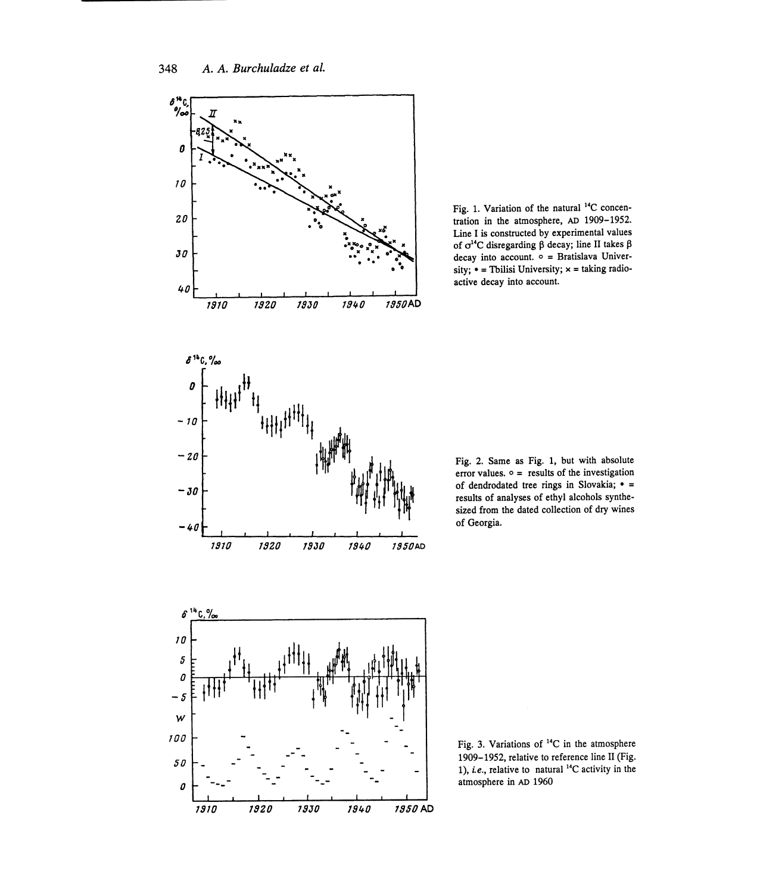Fig. 1. Variation of the natural $^{14}C$ concentration in the atmosphere, AD 1909–1952. Line I is constructed by experimental values of $\sigma^{14}C$ disregarding β decay; line II takes β decay into account. ○ = Bratislava University; • = Tbilisi University; × = taking radioactive decay into account.

Fig. 2. Same as Fig. 1, but with absolute error values. ○ = results of the investigation of dendrodated tree rings in Slovakia; • = results of analyses of ethyl alcohols synthesized from the dated collection of dry wines of Georgia.

Fig. 3. Variations of $^{14}C$ in the atmosphere 1909–1952, relative to reference line II (Fig. 1), *i.e.*, relative to natural $^{14}C$ activity in the atmosphere in AD 1960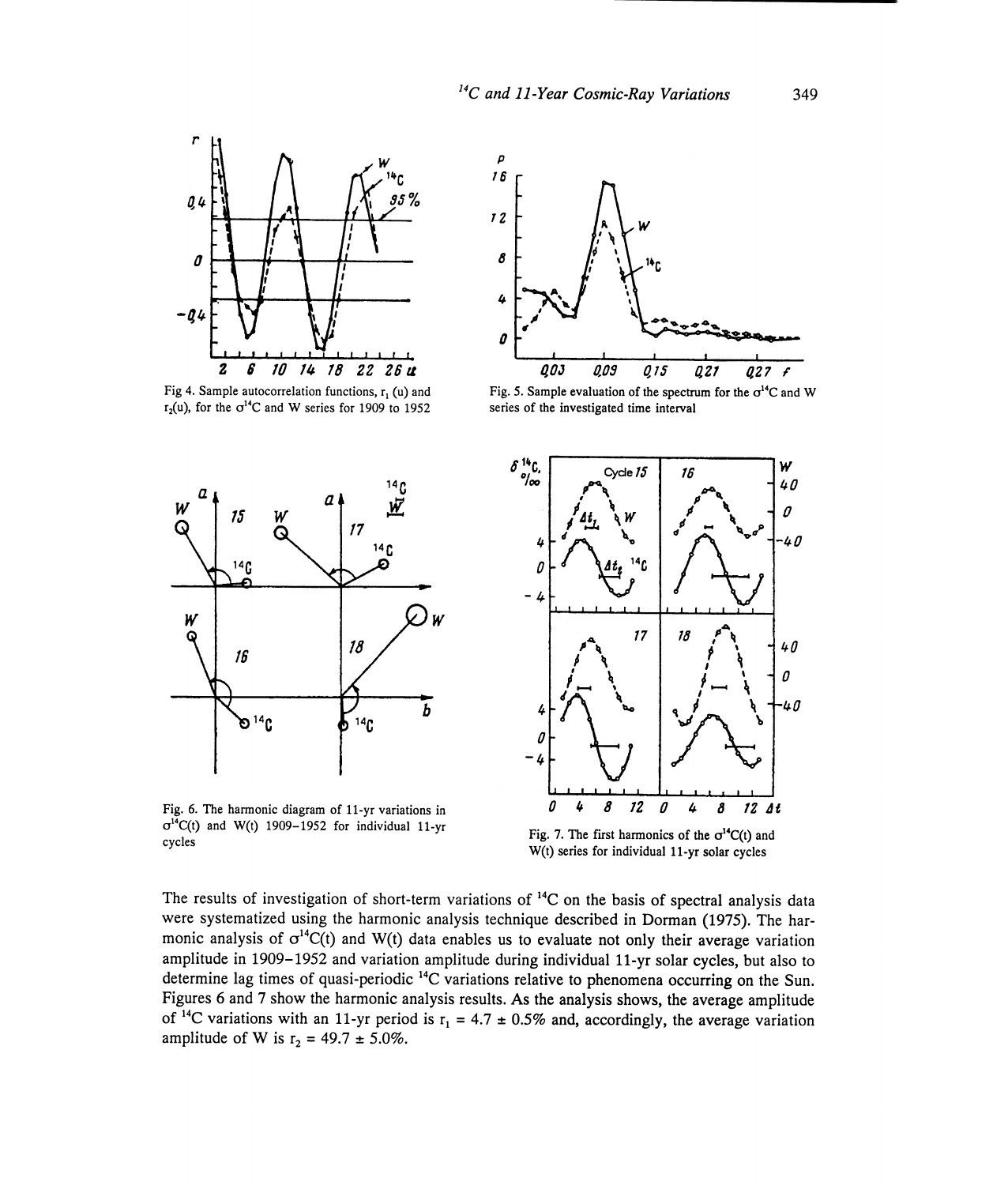Fig 4. Sample autocorrelation functions, $r_1$ (u) and $r_2$(u), for the $\sigma^{14}C$ and W series for 1909 to 1952

Fig. 5. Sample evaluation of the spectrum for the $\sigma^{14}C$ and W series of the investigated time interval

Fig. 6. The harmonic diagram of 11-yr variations in $\sigma^{14}C(t)$ and W(t) 1909–1952 for individual 11-yr cycles

Fig. 7. The first harmonics of the $\sigma^{14}C(t)$ and W(t) series for individual 11-yr solar cycles

The results of investigation of short-term variations of $^{14}C$ on the basis of spectral analysis data were systematized using the harmonic analysis technique described in Dorman (1975). The harmonic analysis of $\sigma^{14}C(t)$ and W(t) data enables us to evaluate not only their average variation amplitude in 1909–1952 and variation amplitude during individual 11-yr solar cycles, but also to determine lag times of quasi-periodic $^{14}C$ variations relative to phenomena occurring on the Sun. Figures 6 and 7 show the harmonic analysis results. As the analysis shows, the average amplitude of $^{14}C$ variations with an 11-yr period is $r_1 = 4.7 \pm 0.5\%$ and, accordingly, the average variation amplitude of W is $r_2 = 49.7 \pm 5.0\%$.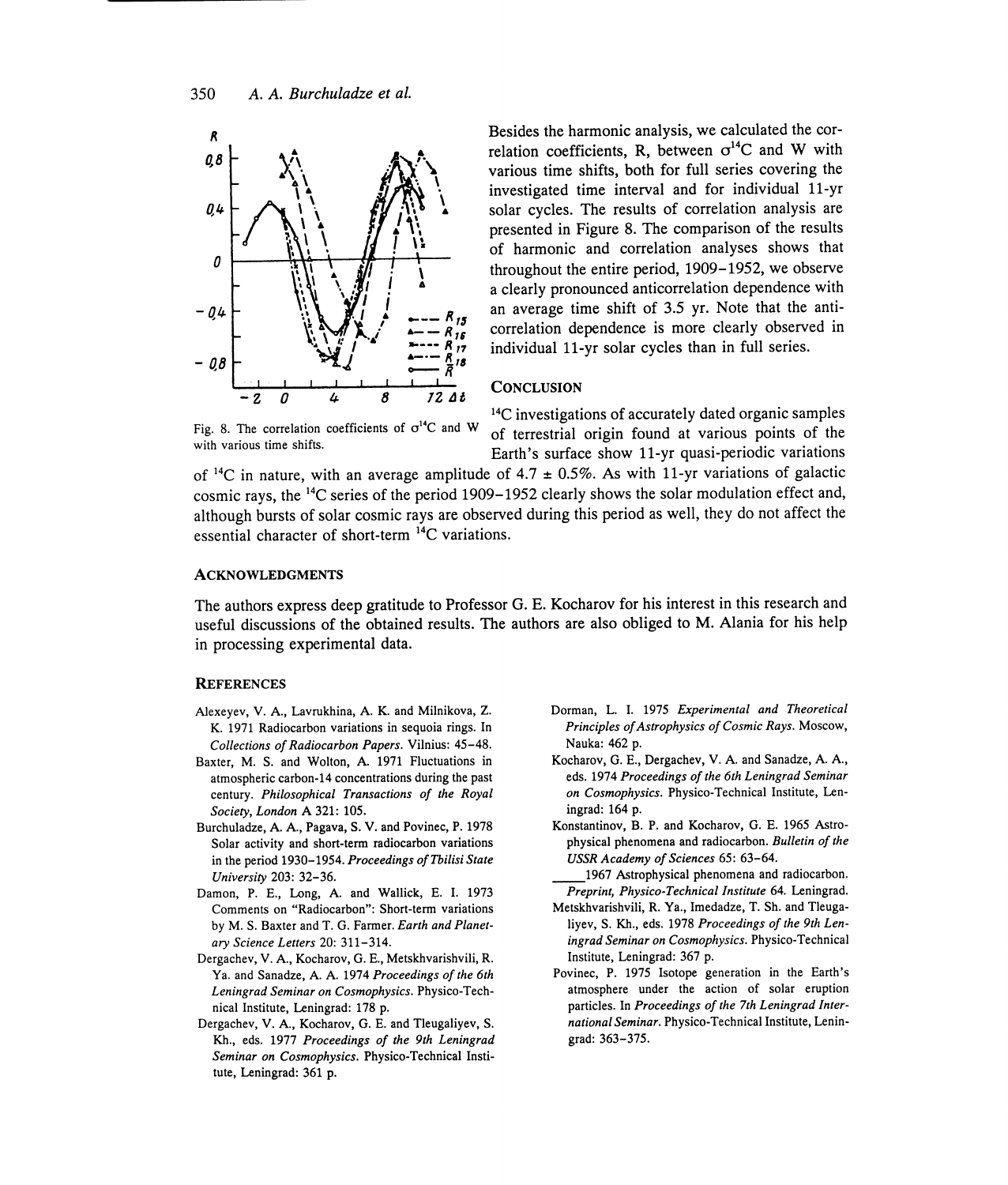R

0,8

0,4

0

-0,4

-0,8

-2 0 4 8 12 Δt

$R_{15}$
$R_{16}$
$R_{17}$
$R_{18}$
$\bar{R}$

Fig. 8. The correlation coefficients of $\sigma^{14}C$ and W with various time shifts.

Besides the harmonic analysis, we calculated the correlation coefficients, R, between $\sigma^{14}C$ and W with various time shifts, both for full series covering the investigated time interval and for individual 11-yr solar cycles. The results of correlation analysis are presented in Figure 8. The comparison of the results of harmonic and correlation analyses shows that throughout the entire period, 1909–1952, we observe a clearly pronounced anticorrelation dependence with an average time shift of 3.5 yr. Note that the anticorrelation dependence is more clearly observed in individual 11-yr solar cycles than in full series.

## Conclusion

$^{14}C$ investigations of accurately dated organic samples of terrestrial origin found at various points of the Earth's surface show 11-yr quasi-periodic variations of $^{14}C$ in nature, with an average amplitude of 4.7 ± 0.5%. As with 11-yr variations of galactic cosmic rays, the $^{14}C$ series of the period 1909–1952 clearly shows the solar modulation effect and, although bursts of solar cosmic rays are observed during this period as well, they do not affect the essential character of short-term $^{14}C$ variations.

## Acknowledgments

The authors express deep gratitude to Professor G. E. Kocharov for his interest in this research and useful discussions of the obtained results. The authors are also obliged to M. Alania for his help in processing experimental data.

## References

Alexeyev, V. A., Lavrukhina, A. K. and Milnikova, Z. K. 1971 Radiocarbon variations in sequoia rings. In *Collections of Radiocarbon Papers*. Vilnius: 45–48.

Baxter, M. S. and Wolton, A. 1971 Fluctuations in atmospheric carbon-14 concentrations during the past century. *Philosophical Transactions of the Royal Society, London* A 321: 105.

Burchuladze, A. A., Pagava, S. V. and Povinec, P. 1978 Solar activity and short-term radiocarbon variations in the period 1930–1954. *Proceedings of Tbilisi State University* 203: 32–36.

Damon, P. E., Long, A. and Wallick, E. I. 1973 Comments on "Radiocarbon": Short-term variations by M. S. Baxter and T. G. Farmer. *Earth and Planetary Science Letters* 20: 311–314.

Dergachev, V. A., Kocharov, G. E., Metskhvarishvili, R. Ya. and Sanadze, A. A. 1974 *Proceedings of the 6th Leningrad Seminar on Cosmophysics*. Physico-Technical Institute, Leningrad: 178 p.

Dergachev, V. A., Kocharov, G. E. and Tleugalíyev, S. Kh., eds. 1977 *Proceedings of the 9th Leningrad Seminar on Cosmophysics*. Physico-Technical Institute, Leningrad: 361 p.

Dorman, L. I. 1975 *Experimental and Theoretical Principles of Astrophysics of Cosmic Rays*. Moscow, Nauka: 462 p.

Kocharov, G. E., Dergachev, V. A. and Sanadze, A. A., eds. 1974 *Proceedings of the 6th Leningrad Seminar on Cosmophysics*. Physico-Technical Institute, Leningrad: 164 p.

Konstantinov, B. P. and Kocharov, G. E. 1965 Astrophysical phenomena and radiocarbon. *Bulletin of the USSR Academy of Sciences* 65: 63–64.

\_\_\_\_1967 Astrophysical phenomena and radiocarbon. *Preprint, Physico-Technical Institute* 64. Leningrad.

Metskhvarishvili, R. Ya., Imedadze, T. Sh. and Tleugaliyev, S. Kh., eds. 1978 *Proceedings of the 9th Leningrad Seminar on Cosmophysics*. Physico-Technical Institute, Leningrad: 367 p.

Povinec, P. 1975 Isotope generation in the Earth's atmosphere under the action of solar eruption particles. In *Proceedings of the 7th Leningrad International Seminar*. Physico-Technical Institute, Leningrad: 363–375.